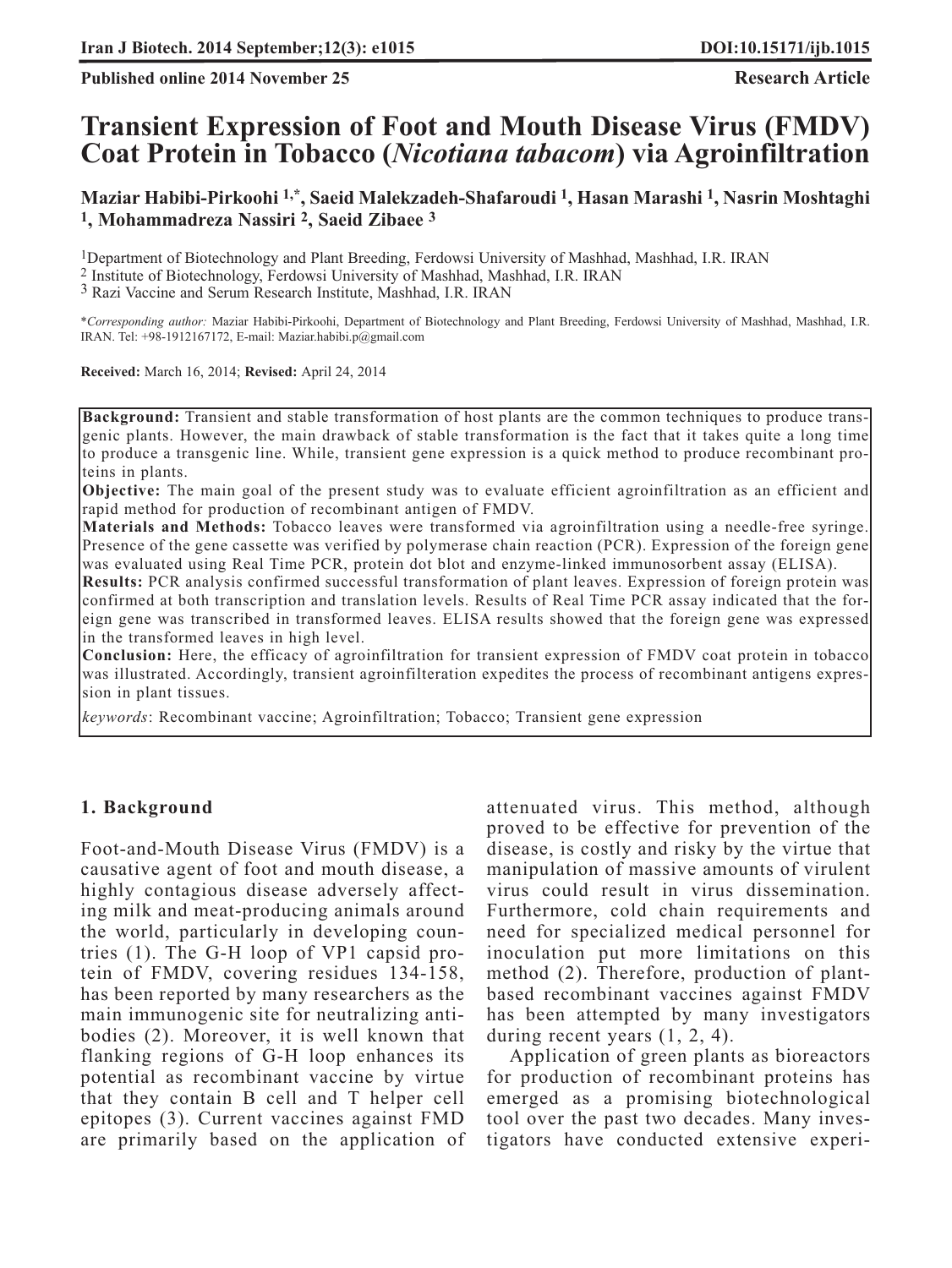Published online 2014 November 25

Research Article

# Transient Expression of Foot and Mouth Disease Virus (FMDV) Coat Protein in Tobacco (*Nicotiana tabacom*) via Agroinfiltration

**Maziar Habibi-Pirkoohi [1,*], Saeid Malekzadeh-Shafaroudi [1], Hasan Marashi [1], Nasrin Moshtaghi [1], Mohammadreza Nassiri [2], Saeid Zibaee [3]**

[1]Department of Biotechnology and Plant Breeding, Ferdowsi University of Mashhad, Mashhad, I.R. IRAN
[2] Institute of Biotechnology, Ferdowsi University of Mashhad, Mashhad, I.R. IRAN
[3] Razi Vaccine and Serum Research Institute, Mashhad, I.R. IRAN

\**Corresponding author:* Maziar Habibi-Pirkoohi, Department of Biotechnology and Plant Breeding, Ferdowsi University of Mashhad, Mashhad, I.R. IRAN. Tel: +98-1912167172, E-mail: Maziar.habibi.p@gmail.com

**Received:** March 16, 2014; **Revised:** April 24, 2014

**Background:** Transient and stable transformation of host plants are the common techniques to produce transgenic plants. However, the main drawback of stable transformation is the fact that it takes quite a long time to produce a transgenic line. While, transient gene expression is a quick method to produce recombinant proteins in plants.

**Objective:** The main goal of the present study was to evaluate efficient agroinfiltration as an efficient and rapid method for production of recombinant antigen of FMDV.

**Materials and Methods:** Tobacco leaves were transformed via agroinfiltration using a needle-free syringe. Presence of the gene cassette was verified by polymerase chain reaction (PCR). Expression of the foreign gene was evaluated using Real Time PCR, protein dot blot and enzyme-linked immunosorbent assay (ELISA).

**Results:** PCR analysis confirmed successful transformation of plant leaves. Expression of foreign protein was confirmed at both transcription and translation levels. Results of Real Time PCR assay indicated that the foreign gene was transcribed in transformed leaves. ELISA results showed that the foreign gene was expressed in the transformed leaves in high level.

**Conclusion:** Here, the efficacy of agroinfiltration for transient expression of FMDV coat protein in tobacco was illustrated. Accordingly, transient agroinfilteration expedites the process of recombinant antigens expression in plant tissues.

*keywords*: Recombinant vaccine; Agroinfiltration; Tobacco; Transient gene expression

## 1. Background

Foot-and-Mouth Disease Virus (FMDV) is a causative agent of foot and mouth disease, a highly contagious disease adversely affecting milk and meat-producing animals around the world, particularly in developing countries (1). The G-H loop of VP1 capsid protein of FMDV, covering residues 134-158, has been reported by many researchers as the main immunogenic site for neutralizing antibodies (2). Moreover, it is well known that flanking regions of G-H loop enhances its potential as recombinant vaccine by virtue that they contain B cell and T helper cell epitopes (3). Current vaccines against FMD are primarily based on the application of attenuated virus. This method, although proved to be effective for prevention of the disease, is costly and risky by the virtue that manipulation of massive amounts of virulent virus could result in virus dissemination. Furthermore, cold chain requirements and need for specialized medical personnel for inoculation put more limitations on this method (2). Therefore, production of plant-based recombinant vaccines against FMDV has been attempted by many investigators during recent years (1, 2, 4).

Application of green plants as bioreactors for production of recombinant proteins has emerged as a promising biotechnological tool over the past two decades. Many investigators have conducted extensive experi-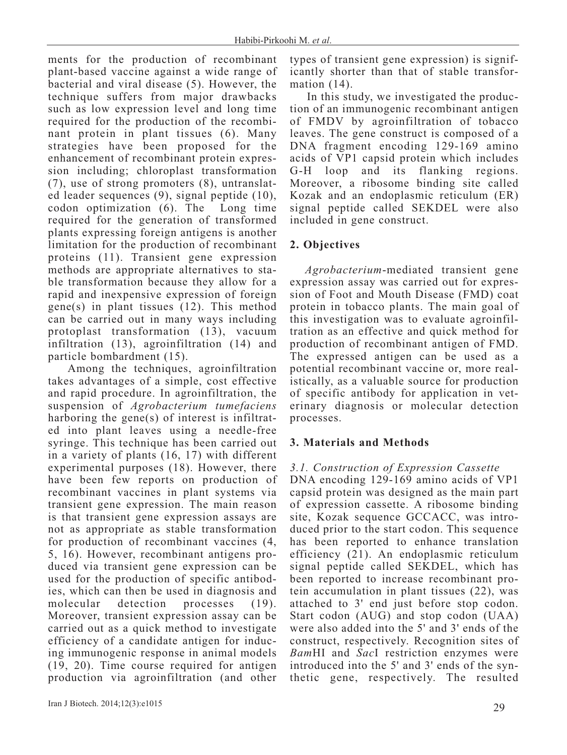ments for the production of recombinant plant-based vaccine against a wide range of bacterial and viral disease (5). However, the technique suffers from major drawbacks such as low expression level and long time required for the production of the recombinant protein in plant tissues (6). Many strategies have been proposed for the enhancement of recombinant protein expression including; chloroplast transformation (7), use of strong promoters (8), untranslated leader sequences (9), signal peptide (10), codon optimization (6). The Long time required for the generation of transformed plants expressing foreign antigens is another limitation for the production of recombinant proteins (11). Transient gene expression methods are appropriate alternatives to stable transformation because they allow for a rapid and inexpensive expression of foreign gene(s) in plant tissues (12). This method can be carried out in many ways including protoplast transformation (13), vacuum infiltration (13), agroinfiltration (14) and particle bombardment (15).

Among the techniques, agroinfiltration takes advantages of a simple, cost effective and rapid procedure. In agroinfiltration, the suspension of *Agrobacterium tumefaciens* harboring the gene(s) of interest is infiltrated into plant leaves using a needle-free syringe. This technique has been carried out in a variety of plants (16, 17) with different experimental purposes (18). However, there have been few reports on production of recombinant vaccines in plant systems via transient gene expression. The main reason is that transient gene expression assays are not as appropriate as stable transformation for production of recombinant vaccines (4, 5, 16). However, recombinant antigens produced via transient gene expression can be used for the production of specific antibodies, which can then be used in diagnosis and molecular detection processes (19). Moreover, transient expression assay can be carried out as a quick method to investigate efficiency of a candidate antigen for inducing immunogenic response in animal models (19, 20). Time course required for antigen production via agroinfiltration (and other types of transient gene expression) is significantly shorter than that of stable transformation (14).

In this study, we investigated the production of an immunogenic recombinant antigen of FMDV by agroinfiltration of tobacco leaves. The gene construct is composed of a DNA fragment encoding 129-169 amino acids of VP1 capsid protein which includes G-H loop and its flanking regions. Moreover, a ribosome binding site called Kozak and an endoplasmic reticulum (ER) signal peptide called SEKDEL were also included in gene construct.

## 2. Objectives

*Agrobacterium*-mediated transient gene expression assay was carried out for expression of Foot and Mouth Disease (FMD) coat protein in tobacco plants. The main goal of this investigation was to evaluate agroinfiltration as an effective and quick method for production of recombinant antigen of FMD. The expressed antigen can be used as a potential recombinant vaccine or, more realistically, as a valuable source for production of specific antibody for application in veterinary diagnosis or molecular detection processes.

## 3. Materials and Methods

### 3.1. Construction of Expression Cassette

DNA encoding 129-169 amino acids of VP1 capsid protein was designed as the main part of expression cassette. A ribosome binding site, Kozak sequence GCCACC, was introduced prior to the start codon. This sequence has been reported to enhance translation efficiency (21). An endoplasmic reticulum signal peptide called SEKDEL, which has been reported to increase recombinant protein accumulation in plant tissues (22), was attached to 3' end just before stop codon. Start codon (AUG) and stop codon (UAA) were also added into the 5' and 3' ends of the construct, respectively. Recognition sites of *Bam*HI and *Sac*I restriction enzymes were introduced into the 5' and 3' ends of the synthetic gene, respectively. The resulted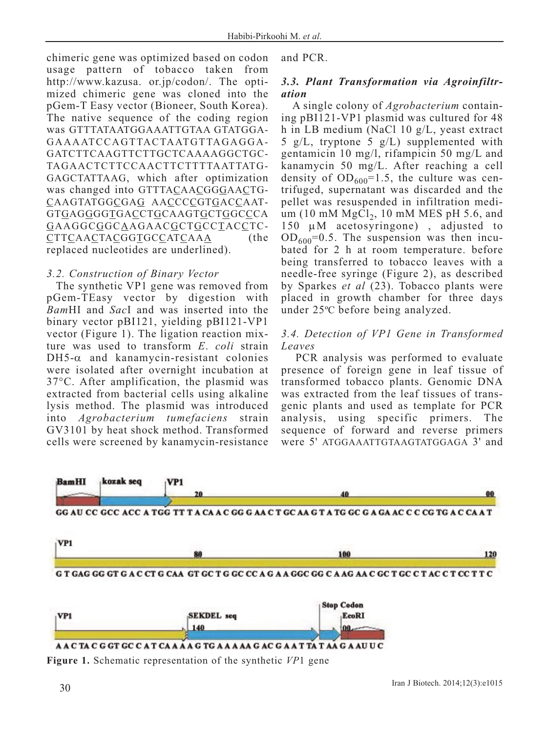chimeric gene was optimized based on codon usage pattern of tobacco taken from http://www.kazusa. or.jp/codon/. The optimized chimeric gene was cloned into the pGem-T Easy vector (Bioneer, South Korea). The native sequence of the coding region was GTTTATAATGGAAATTGTAA GTATGGAGAAAATCCAGTTACTAATGTTAGAGGAGATCTTCAAGTTCTTGCTCAAAAGGCTGCTAGAACTCTTCCAACTTCTTTTAATTATGGAGCTATTAAG, which after optimization was changed into GTTTACAACGGGAACTGCAAGTATGGCGAG AACCCCGTGACCAATGTGAGGGGTGACCTGCAAGTGCTGGCCCAGAAGGCGGCAAGAACGCTGCCTACCTCCTTCAACTACGGTGCCATCAAA (the replaced nucleotides are underlined).

### 3.2. Construction of Binary Vector

The synthetic VP1 gene was removed from pGem-TEasy vector by digestion with *Bam*HI and *Sac*I and was inserted into the binary vector pBI121, yielding pBI121-VP1 vector (Figure 1). The ligation reaction mixture was used to transform *E. coli* strain DH5-α and kanamycin-resistant colonies were isolated after overnight incubation at 37°C. After amplification, the plasmid was extracted from bacterial cells using alkaline lysis method. The plasmid was introduced into *Agrobacterium tumefaciens* strain GV3101 by heat shock method. Transformed cells were screened by kanamycin-resistance and PCR.

### 3.3. Plant Transformation via Agroinfiltration

A single colony of *Agrobacterium* containing pBI121-VP1 plasmid was cultured for 48 h in LB medium (NaCl 10 g/L, yeast extract 5 g/L, tryptone 5 g/L) supplemented with gentamicin 10 mg/l, rifampicin 50 mg/L and kanamycin 50 mg/L. After reaching a cell density of $OD_{600}$=1.5, the culture was centrifuged, supernatant was discarded and the pellet was resuspended in infiltration medium (10 mM $MgCl_2$, 10 mM MES pH 5.6, and 150 μM acetosyringone) , adjusted to $OD_{600}$=0.5. The suspension was then incubated for 2 h at room temperature. before being transferred to tobacco leaves with a needle-free syringe (Figure 2), as described by Sparkes *et al* (23). Tobacco plants were placed in growth chamber for three days under 25ºC before being analyzed.

### 3.4. Detection of VP1 Gene in Transformed Leaves

PCR analysis was performed to evaluate presence of foreign gene in leaf tissue of transformed tobacco plants. Genomic DNA was extracted from the leaf tissues of transgenic plants and used as template for PCR analysis, using specific primers. The sequence of forward and reverse primers were 5' ATGGAAATTGTAAGTATGGAGA 3' and

BamHI | kozak seq | VP1 — 20 — 40 — 60

GG AU CC GCC ACC A TGG TT T A CA A C GG G AA C T GC AA G T A TG GC G A GA AC C C C CG TG A C CA A T

VP1 — 80 — 100 — 120

G T GAG GG GT G A C CT G CAA GT GC T G GC CC A G A A GGC GG C A AG AA C GC T GC C T AC C T CC T T C

VP1 | SEKDEL seq 140 | Stop Codon | EcoRI 160

A A C TA C G GT GC C A T CA A A A G TG A A A A A G AC G A A T TA T AA G A AU U C

**Figure 1.** Schematic representation of the synthetic *VP*1 gene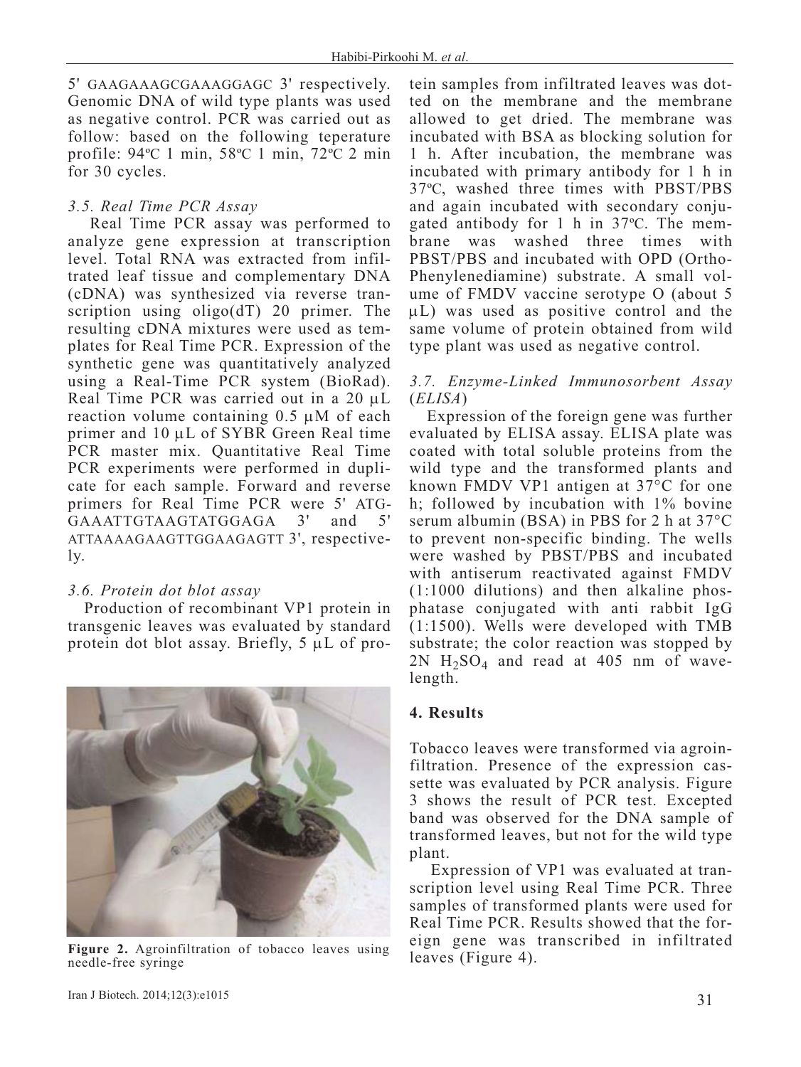5' GAAGAAAGCGAAAGGAGC 3' respectively. Genomic DNA of wild type plants was used as negative control. PCR was carried out as follow: based on the following teperature profile: 94ºC 1 min, 58ºC 1 min, 72ºC 2 min for 30 cycles.

### *3.5. Real Time PCR Assay*

Real Time PCR assay was performed to analyze gene expression at transcription level. Total RNA was extracted from infiltrated leaf tissue and complementary DNA (cDNA) was synthesized via reverse transcription using oligo(dT) 20 primer. The resulting cDNA mixtures were used as templates for Real Time PCR. Expression of the synthetic gene was quantitatively analyzed using a Real-Time PCR system (BioRad). Real Time PCR was carried out in a 20 μL reaction volume containing 0.5 μM of each primer and 10 μL of SYBR Green Real time PCR master mix. Quantitative Real Time PCR experiments were performed in duplicate for each sample. Forward and reverse primers for Real Time PCR were 5' ATGGAAATTGTAAGTATGGAGA 3' and 5' ATTAAAAGAAGTTGGAAGAGTT 3', respectively.

### *3.6. Protein dot blot assay*

Production of recombinant VP1 protein in transgenic leaves was evaluated by standard protein dot blot assay. Briefly, 5 μL of protein samples from infiltrated leaves was dotted on the membrane and the membrane allowed to get dried. The membrane was incubated with BSA as blocking solution for 1 h. After incubation, the membrane was incubated with primary antibody for 1 h in 37ºC, washed three times with PBST/PBS and again incubated with secondary conjugated antibody for 1 h in 37ºC. The membrane was washed three times with PBST/PBS and incubated with OPD (Ortho-Phenylenediamine) substrate. A small volume of FMDV vaccine serotype O (about 5 μL) was used as positive control and the same volume of protein obtained from wild type plant was used as negative control.

**Figure 2.** Agroinfiltration of tobacco leaves using needle-free syringe

### *3.7. Enzyme-Linked Immunosorbent Assay (ELISA)*

Expression of the foreign gene was further evaluated by ELISA assay. ELISA plate was coated with total soluble proteins from the wild type and the transformed plants and known FMDV VP1 antigen at 37°C for one h; followed by incubation with 1% bovine serum albumin (BSA) in PBS for 2 h at 37°C to prevent non-specific binding. The wells were washed by PBST/PBS and incubated with antiserum reactivated against FMDV (1:1000 dilutions) and then alkaline phosphatase conjugated with anti rabbit IgG (1:1500). Wells were developed with TMB substrate; the color reaction was stopped by 2N $H_2SO_4$ and read at 405 nm of wavelength.

## **4. Results**

Tobacco leaves were transformed via agroinfiltration. Presence of the expression cassette was evaluated by PCR analysis. Figure 3 shows the result of PCR test. Excepted band was observed for the DNA sample of transformed leaves, but not for the wild type plant.

Expression of VP1 was evaluated at transcription level using Real Time PCR. Three samples of transformed plants were used for Real Time PCR. Results showed that the foreign gene was transcribed in infiltrated leaves (Figure 4).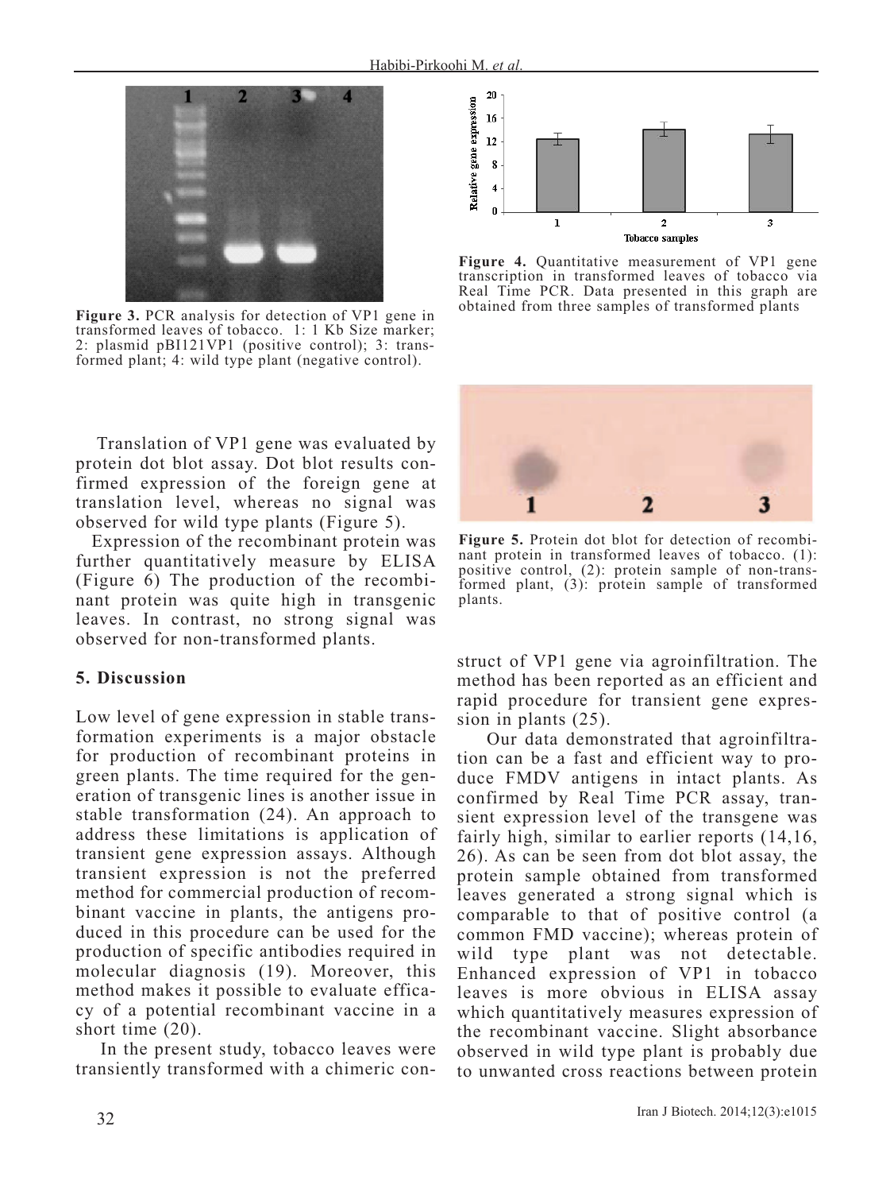Figure 3. PCR analysis for detection of VP1 gene in transformed leaves of tobacco. 1: 1 Kb Size marker; 2: plasmid pBI121VP1 (positive control); 3: transformed plant; 4: wild type plant (negative control).

**Figure 4.** Quantitative measurement of VP1 gene transcription in transformed leaves of tobacco via Real Time PCR. Data presented in this graph are obtained from three samples of transformed plants

**Figure 5.** Protein dot blot for detection of recombinant protein in transformed leaves of tobacco. (1): positive control, (2): protein sample of non-transformed plant, (3): protein sample of transformed plants.

Translation of VP1 gene was evaluated by protein dot blot assay. Dot blot results confirmed expression of the foreign gene at translation level, whereas no signal was observed for wild type plants (Figure 5).

Expression of the recombinant protein was further quantitatively measure by ELISA (Figure 6) The production of the recombinant protein was quite high in transgenic leaves. In contrast, no strong signal was observed for non-transformed plants.

## 5. Discussion

Low level of gene expression in stable transformation experiments is a major obstacle for production of recombinant proteins in green plants. The time required for the generation of transgenic lines is another issue in stable transformation (24). An approach to address these limitations is application of transient gene expression assays. Although transient expression is not the preferred method for commercial production of recombinant vaccine in plants, the antigens produced in this procedure can be used for the production of specific antibodies required in molecular diagnosis (19). Moreover, this method makes it possible to evaluate efficacy of a potential recombinant vaccine in a short time (20).

In the present study, tobacco leaves were transiently transformed with a chimeric construct of VP1 gene via agroinfiltration. The method has been reported as an efficient and rapid procedure for transient gene expression in plants (25).

Our data demonstrated that agroinfiltration can be a fast and efficient way to produce FMDV antigens in intact plants. As confirmed by Real Time PCR assay, transient expression level of the transgene was fairly high, similar to earlier reports (14,16, 26). As can be seen from dot blot assay, the protein sample obtained from transformed leaves generated a strong signal which is comparable to that of positive control (a common FMD vaccine); whereas protein of wild type plant was not detectable. Enhanced expression of VP1 in tobacco leaves is more obvious in ELISA assay which quantitatively measures expression of the recombinant vaccine. Slight absorbance observed in wild type plant is probably due to unwanted cross reactions between protein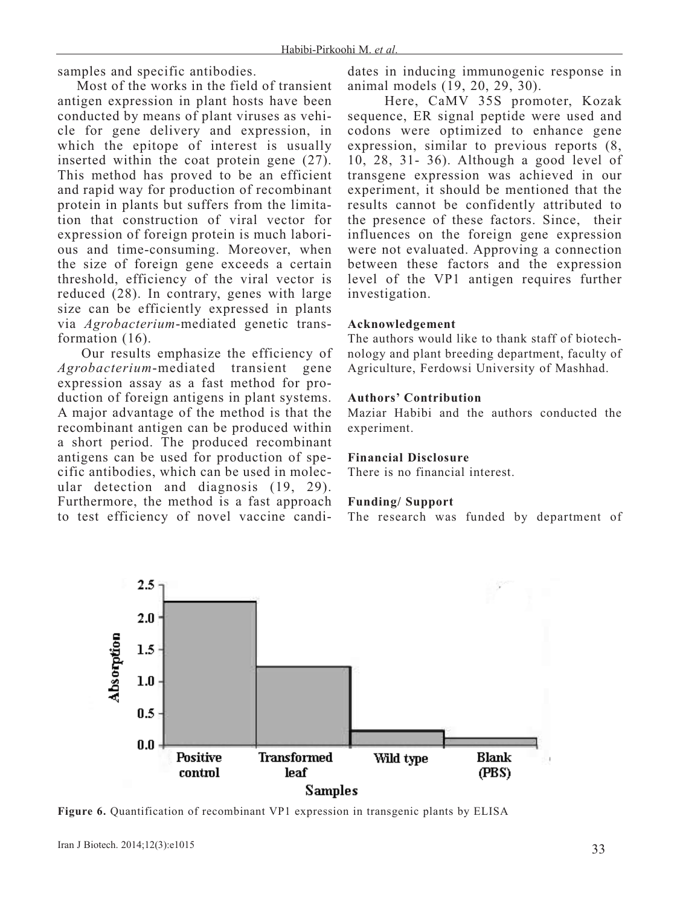samples and specific antibodies.

Most of the works in the field of transient antigen expression in plant hosts have been conducted by means of plant viruses as vehicle for gene delivery and expression, in which the epitope of interest is usually inserted within the coat protein gene (27). This method has proved to be an efficient and rapid way for production of recombinant protein in plants but suffers from the limitation that construction of viral vector for expression of foreign protein is much laborious and time-consuming. Moreover, when the size of foreign gene exceeds a certain threshold, efficiency of the viral vector is reduced (28). In contrary, genes with large size can be efficiently expressed in plants via *Agrobacterium*-mediated genetic transformation (16).

Our results emphasize the efficiency of *Agrobacterium*-mediated transient gene expression assay as a fast method for production of foreign antigens in plant systems. A major advantage of the method is that the recombinant antigen can be produced within a short period. The produced recombinant antigens can be used for production of specific antibodies, which can be used in molecular detection and diagnosis (19, 29). Furthermore, the method is a fast approach to test efficiency of novel vaccine candidates in inducing immunogenic response in animal models (19, 20, 29, 30).

Here, CaMV 35S promoter, Kozak sequence, ER signal peptide were used and codons were optimized to enhance gene expression, similar to previous reports (8, 10, 28, 31- 36). Although a good level of transgene expression was achieved in our experiment, it should be mentioned that the results cannot be confidently attributed to the presence of these factors. Since, their influences on the foreign gene expression were not evaluated. Approving a connection between these factors and the expression level of the VP1 antigen requires further investigation.

**Acknowledgement**

The authors would like to thank staff of biotechnology and plant breeding department, faculty of Agriculture, Ferdowsi University of Mashhad.

**Authors' Contribution**

Maziar Habibi and the authors conducted the experiment.

**Financial Disclosure**

There is no financial interest.

**Funding/ Support**

The research was funded by department of

**Figure 6.** Quantification of recombinant VP1 expression in transgenic plants by ELISA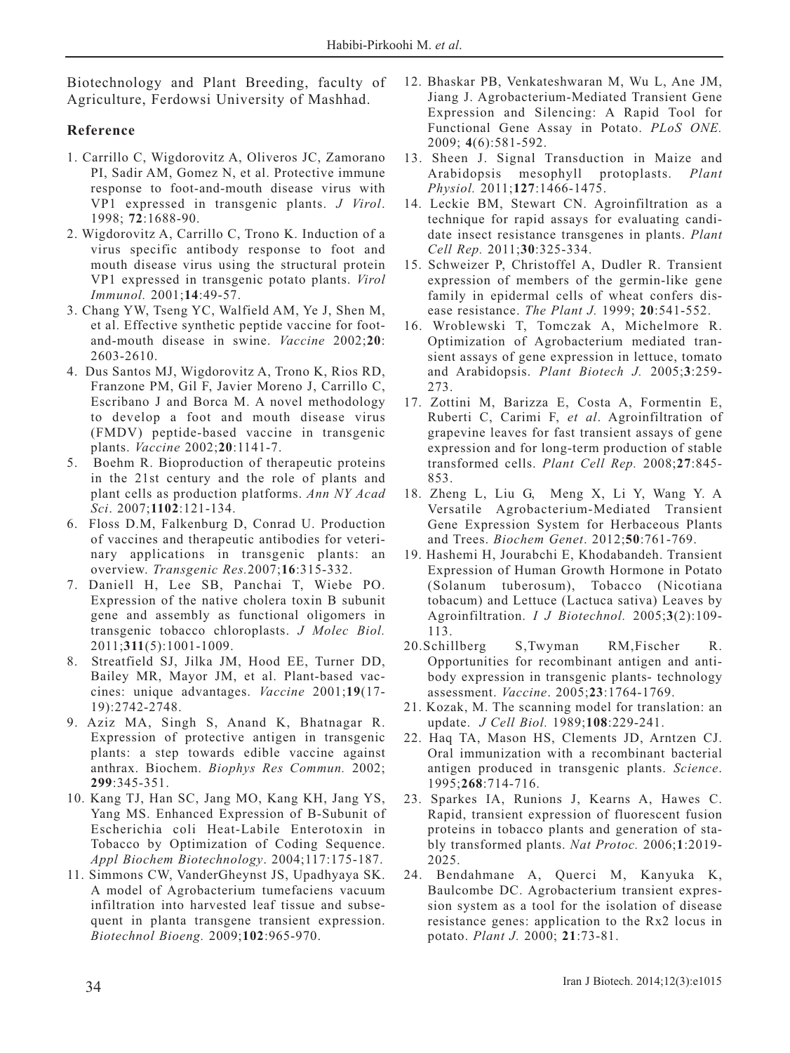Biotechnology and Plant Breeding, faculty of Agriculture, Ferdowsi University of Mashhad.

## Reference

1. Carrillo C, Wigdorovitz A, Oliveros JC, Zamorano PI, Sadir AM, Gomez N, et al. Protective immune response to foot-and-mouth disease virus with VP1 expressed in transgenic plants. *J Virol*. 1998; **72**:1688-90.
2. Wigdorovitz A, Carrillo C, Trono K. Induction of a virus specific antibody response to foot and mouth disease virus using the structural protein VP1 expressed in transgenic potato plants. *Virol Immunol.* 2001;**14**:49-57.
3. Chang YW, Tseng YC, Walfield AM, Ye J, Shen M, et al. Effective synthetic peptide vaccine for foot-and-mouth disease in swine. *Vaccine* 2002;**20**: 2603-2610.
4. Dus Santos MJ, Wigdorovitz A, Trono K, Rios RD, Franzone PM, Gil F, Javier Moreno J, Carrillo C, Escribano J and Borca M. A novel methodology to develop a foot and mouth disease virus (FMDV) peptide-based vaccine in transgenic plants. *Vaccine* 2002;**20**:1141-7.
5. Boehm R. Bioproduction of therapeutic proteins in the 21st century and the role of plants and plant cells as production platforms. *Ann NY Acad Sci*. 2007;**1102**:121-134.
6. Floss D.M, Falkenburg D, Conrad U. Production of vaccines and therapeutic antibodies for veterinary applications in transgenic plants: an overview. *Transgenic Res.*2007;**16**:315-332.
7. Daniell H, Lee SB, Panchai T, Wiebe PO. Expression of the native cholera toxin B subunit gene and assembly as functional oligomers in transgenic tobacco chloroplasts. *J Molec Biol.* 2011;**311**(5):1001-1009.
8. Streatfield SJ, Jilka JM, Hood EE, Turner DD, Bailey MR, Mayor JM, et al. Plant-based vaccines: unique advantages. *Vaccine* 2001;**19**(17-19):2742-2748.
9. Aziz MA, Singh S, Anand K, Bhatnagar R. Expression of protective antigen in transgenic plants: a step towards edible vaccine against anthrax. Biochem. *Biophys Res Commun.* 2002; **299**:345-351.
10. Kang TJ, Han SC, Jang MO, Kang KH, Jang YS, Yang MS. Enhanced Expression of B-Subunit of Escherichia coli Heat-Labile Enterotoxin in Tobacco by Optimization of Coding Sequence. *Appl Biochem Biotechnology*. 2004;117:175-187.
11. Simmons CW, VanderGheynst JS, Upadhyaya SK. A model of Agrobacterium tumefaciens vacuum infiltration into harvested leaf tissue and subsequent in planta transgene transient expression. *Biotechnol Bioeng.* 2009;**102**:965-970.
12. Bhaskar PB, Venkateshwaran M, Wu L, Ane JM, Jiang J. Agrobacterium-Mediated Transient Gene Expression and Silencing: A Rapid Tool for Functional Gene Assay in Potato. *PLoS ONE.* 2009; **4**(6):581-592.
13. Sheen J. Signal Transduction in Maize and Arabidopsis mesophyll protoplasts. *Plant Physiol.* 2011;**127**:1466-1475.
14. Leckie BM, Stewart CN. Agroinfiltration as a technique for rapid assays for evaluating candidate insect resistance transgenes in plants. *Plant Cell Rep.* 2011;**30**:325-334.
15. Schweizer P, Christoffel A, Dudler R. Transient expression of members of the germin-like gene family in epidermal cells of wheat confers disease resistance. *The Plant J.* 1999; **20**:541-552.
16. Wroblewski T, Tomczak A, Michelmore R. Optimization of Agrobacterium mediated transient assays of gene expression in lettuce, tomato and Arabidopsis. *Plant Biotech J.* 2005;**3**:259-273.
17. Zottini M, Barizza E, Costa A, Formentin E, Ruberti C, Carimi F, *et al*. Agroinfiltration of grapevine leaves for fast transient assays of gene expression and for long-term production of stable transformed cells. *Plant Cell Rep.* 2008;**27**:845-853.
18. Zheng L, Liu G, Meng X, Li Y, Wang Y. A Versatile Agrobacterium-Mediated Transient Gene Expression System for Herbaceous Plants and Trees. *Biochem Genet*. 2012;**50**:761-769.
19. Hashemi H, Jourabchi E, Khodabandeh. Transient Expression of Human Growth Hormone in Potato (Solanum tuberosum), Tobacco (Nicotiana tobacum) and Lettuce (Lactuca sativa) Leaves by Agroinfiltration. *I J Biotechnol.* 2005;**3**(2):109-113.
20. Schillberg S,Twyman RM,Fischer R. Opportunities for recombinant antigen and antibody expression in transgenic plants- technology assessment. *Vaccine*. 2005;**23**:1764-1769.
21. Kozak, M. The scanning model for translation: an update. *J Cell Biol.* 1989;**108**:229-241.
22. Haq TA, Mason HS, Clements JD, Arntzen CJ. Oral immunization with a recombinant bacterial antigen produced in transgenic plants. *Science*. 1995;**268**:714-716.
23. Sparkes IA, Runions J, Kearns A, Hawes C. Rapid, transient expression of fluorescent fusion proteins in tobacco plants and generation of stably transformed plants. *Nat Protoc.* 2006;**1**:2019-2025.
24. Bendahmane A, Querci M, Kanyuka K, Baulcombe DC. Agrobacterium transient expression system as a tool for the isolation of disease resistance genes: application to the Rx2 locus in potato. *Plant J.* 2000; **21**:73-81.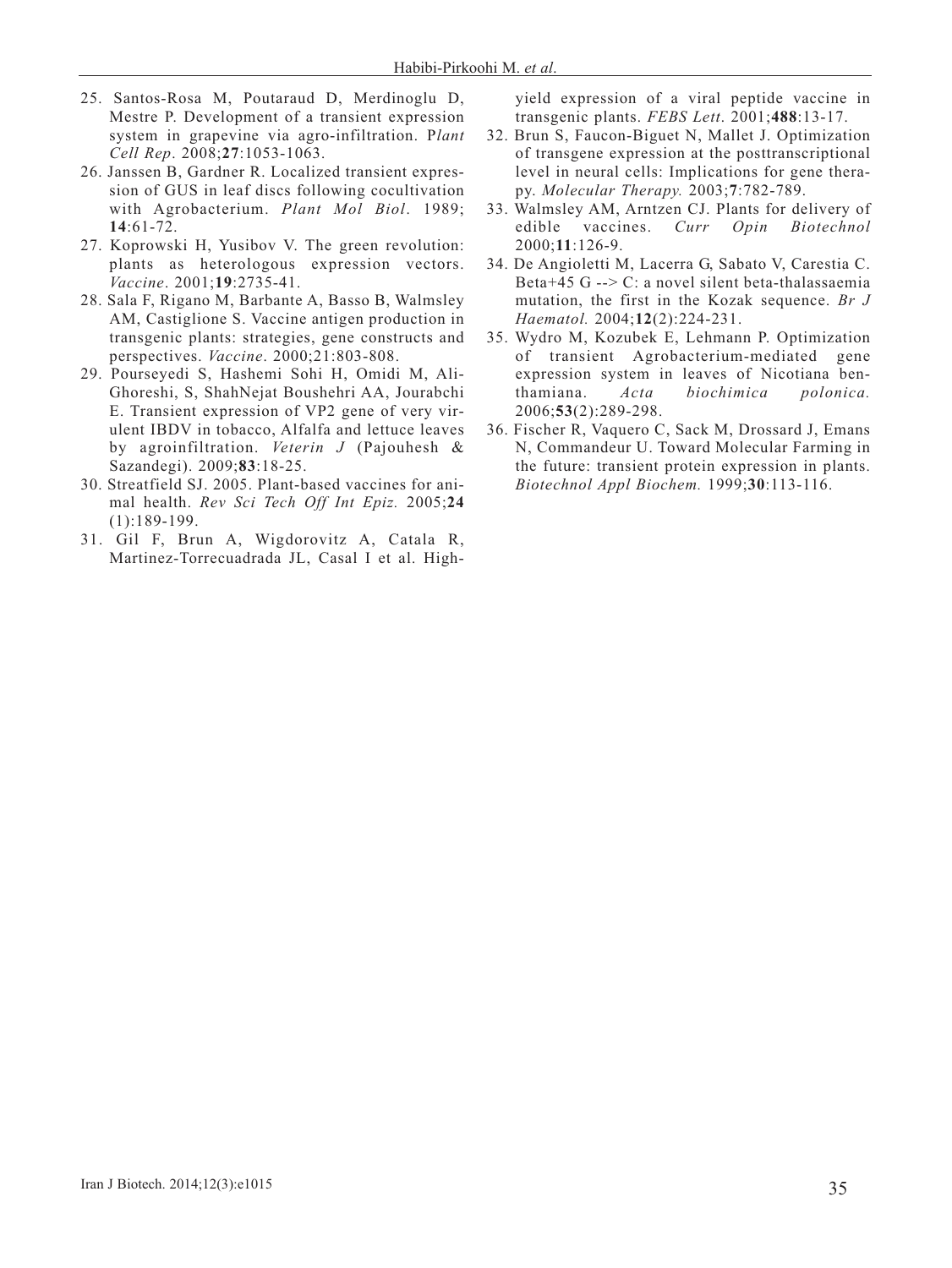25. Santos-Rosa M, Poutaraud D, Merdinoglu D, Mestre P. Development of a transient expression system in grapevine via agro-infiltration. P*lant Cell Rep*. 2008;**27**:1053-1063.
26. Janssen B, Gardner R. Localized transient expression of GUS in leaf discs following cocultivation with Agrobacterium. *Plant Mol Biol*. 1989; **14**:61-72.
27. Koprowski H, Yusibov V. The green revolution: plants as heterologous expression vectors. *Vaccine*. 2001;**19**:2735-41.
28. Sala F, Rigano M, Barbante A, Basso B, Walmsley AM, Castiglione S. Vaccine antigen production in transgenic plants: strategies, gene constructs and perspectives. *Vaccine*. 2000;21:803-808.
29. Pourseyedi S, Hashemi Sohi H, Omidi M, Ali-Ghoreshi, S, ShahNejat Boushehri AA, Jourabchi E. Transient expression of VP2 gene of very virulent IBDV in tobacco, Alfalfa and lettuce leaves by agroinfiltration. *Veterin J* (Pajouhesh & Sazandegi). 2009;**83**:18-25.
30. Streatfield SJ. 2005. Plant-based vaccines for animal health. *Rev Sci Tech Off Int Epiz.* 2005;**24** (1):189-199.
31. Gil F, Brun A, Wigdorovitz A, Catala R, Martinez-Torrecuadrada JL, Casal I et al. High-yield expression of a viral peptide vaccine in transgenic plants. *FEBS Lett*. 2001;**488**:13-17.
32. Brun S, Faucon-Biguet N, Mallet J. Optimization of transgene expression at the posttranscriptional level in neural cells: Implications for gene therapy. *Molecular Therapy.* 2003;**7**:782-789.
33. Walmsley AM, Arntzen CJ. Plants for delivery of edible vaccines. *Curr Opin Biotechnol* 2000;**11**:126-9.
34. De Angioletti M, Lacerra G, Sabato V, Carestia C. Beta+45 G --> C: a novel silent beta-thalassaemia mutation, the first in the Kozak sequence. *Br J Haematol.* 2004;**12**(2):224-231.
35. Wydro M, Kozubek E, Lehmann P. Optimization of transient Agrobacterium-mediated gene expression system in leaves of Nicotiana benthamiana. *Acta biochimica polonica.* 2006;**53**(2):289-298.
36. Fischer R, Vaquero C, Sack M, Drossard J, Emans N, Commandeur U. Toward Molecular Farming in the future: transient protein expression in plants. *Biotechnol Appl Biochem.* 1999;**30**:113-116.